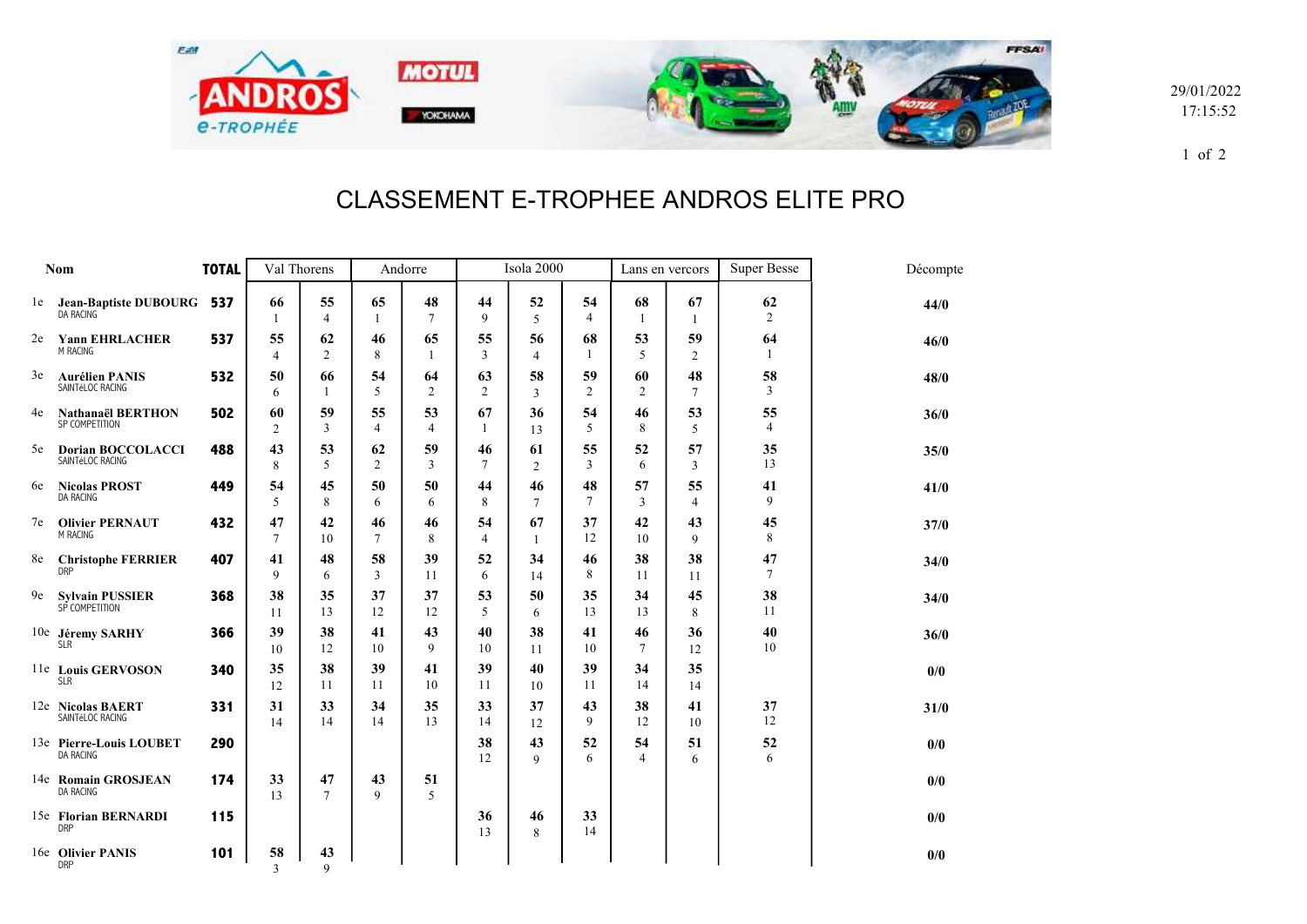29/01/2022
17:15:52

# CLASSEMENT E-TROPHEE ANDROS ELITE PRO

| | Nom | TOTAL | Val Thorens | | Andorre | | Isola 2000 | | | Lans en vercors | | Super Besse | Décompte |
|---|---|---|---|---|---|---|---|---|---|---|---|---|---|
| 1e | **Jean-Baptiste DUBOURG** DA RACING | **537** | **66** 1 | **55** 4 | **65** 1 | **48** 7 | **44** 9 | **52** 5 | **54** 4 | **68** 1 | **67** 1 | **62** 2 | **44/0** |
| 2e | **Yann EHRLACHER** M RACING | **537** | **55** 4 | **62** 2 | **46** 8 | **65** 1 | **55** 3 | **56** 4 | **68** 1 | **53** 5 | **59** 2 | **64** 1 | **46/0** |
| 3e | **Aurélien PANIS** SAINTéLOC RACING | **532** | **50** 6 | **66** 1 | **54** 5 | **64** 2 | **63** 2 | **58** 3 | **59** 2 | **60** 2 | **48** 7 | **58** 3 | **48/0** |
| 4e | **Nathanaël BERTHON** SP COMPETITION | **502** | **60** 2 | **59** 3 | **55** 4 | **53** 4 | **67** 1 | **36** 13 | **54** 5 | **46** 8 | **53** 5 | **55** 4 | **36/0** |
| 5e | **Dorian BOCCOLACCI** SAINTéLOC RACING | **488** | **43** 8 | **53** 5 | **62** 2 | **59** 3 | **46** 7 | **61** 2 | **55** 3 | **52** 6 | **57** 3 | **35** 13 | **35/0** |
| 6e | **Nicolas PROST** DA RACING | **449** | **54** 5 | **45** 8 | **50** 6 | **50** 6 | **44** 8 | **46** 7 | **48** 7 | **57** 3 | **55** 4 | **41** 9 | **41/0** |
| 7e | **Olivier PERNAUT** M RACING | **432** | **47** 7 | **42** 10 | **46** 7 | **46** 8 | **54** 4 | **67** 1 | **37** 12 | **42** 10 | **43** 9 | **45** 8 | **37/0** |
| 8e | **Christophe FERRIER** DRP | **407** | **41** 9 | **48** 6 | **58** 3 | **39** 11 | **52** 6 | **34** 14 | **46** 8 | **38** 11 | **38** 11 | **47** 7 | **34/0** |
| 9e | **Sylvain PUSSIER** SP COMPETITION | **368** | **38** 11 | **35** 13 | **37** 12 | **37** 12 | **53** 5 | **50** 6 | **35** 13 | **34** 13 | **45** 8 | **38** 11 | **34/0** |
| 10e | **Jéremy SARHY** SLR | **366** | **39** 10 | **38** 12 | **41** 10 | **43** 9 | **40** 10 | **38** 11 | **41** 10 | **46** 7 | **36** 12 | **40** 10 | **36/0** |
| 11e | **Louis GERVOSON** SLR | **340** | **35** 12 | **38** 11 | **39** 11 | **41** 10 | **39** 11 | **40** 10 | **39** 11 | **34** 14 | **35** 14 | | **0/0** |
| 12e | **Nicolas BAERT** SAINTéLOC RACING | **331** | **31** 14 | **33** 14 | **34** 14 | **35** 13 | **33** 14 | **37** 12 | **43** 9 | **38** 12 | **41** 10 | **37** 12 | **31/0** |
| 13e | **Pierre-Louis LOUBET** DA RACING | **290** | | | | | **38** 12 | **43** 9 | **52** 6 | **54** 4 | **51** 6 | **52** 6 | **0/0** |
| 14e | **Romain GROSJEAN** DA RACING | **174** | **33** 13 | **47** 7 | **43** 9 | **51** 5 | | | | | | | **0/0** |
| 15e | **Florian BERNARDI** DRP | **115** | | | | | **36** 13 | **46** 8 | **33** 14 | | | | **0/0** |
| 16e | **Olivier PANIS** DRP | **101** | **58** 3 | **43** 9 | | | | | | | | | **0/0** |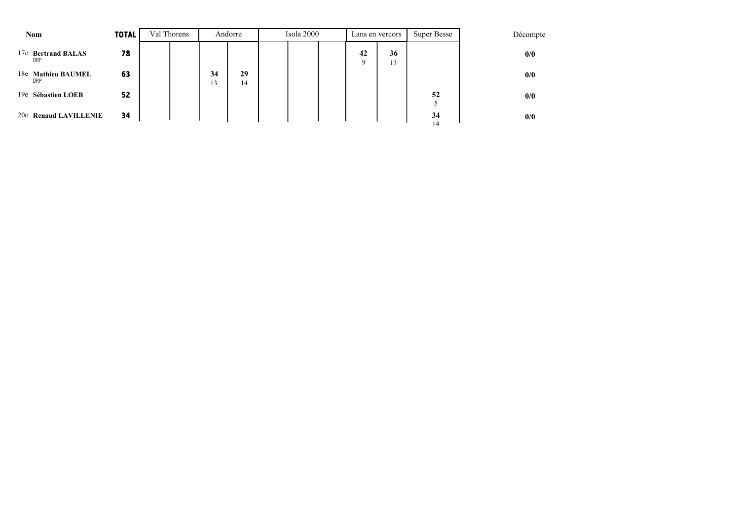| Nom | TOTAL | Val Thorens | | Andorre | | Isola 2000 | | | Lans en vercors | | Super Besse | Décompte |
|---|---|---|---|---|---|---|---|---|---|---|---|---|
| 17e **Bertrand BALAS** DRP | **78** | | | | | | | | **42**<br>9 | **36**<br>13 | | **0/0** |
| 18e **Mathieu BAUMEL** DRP | **63** | | | **34**<br>13 | **29**<br>14 | | | | | | | **0/0** |
| 19e **Sébastien LOEB** | **52** | | | | | | | | | | **52**<br>5 | **0/0** |
| 20e **Renaud LAVILLENIE** | **34** | | | | | | | | | | **34**<br>14 | **0/0** |